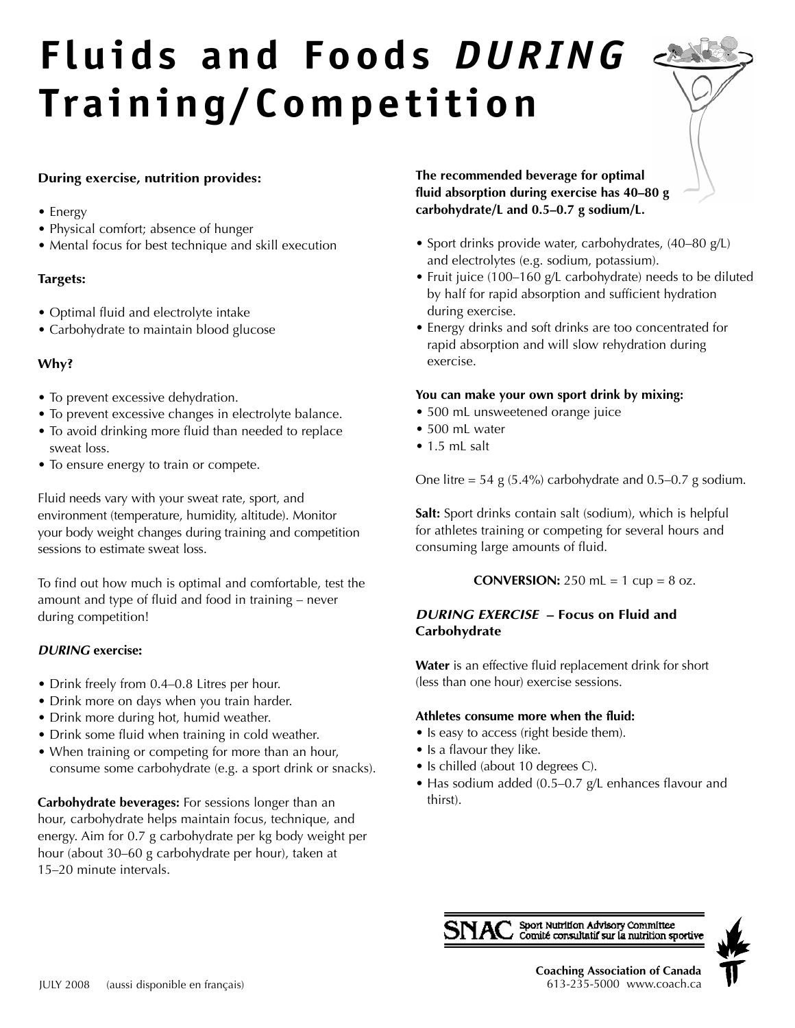# Fluids and Foods *DURING* Training/Competition

**During exercise, nutrition provides:**

- Energy
- Physical comfort; absence of hunger
- Mental focus for best technique and skill execution

**Targets:**

- Optimal fluid and electrolyte intake
- Carbohydrate to maintain blood glucose

**Why?**

- To prevent excessive dehydration.
- To prevent excessive changes in electrolyte balance.
- To avoid drinking more fluid than needed to replace sweat loss.
- To ensure energy to train or compete.

Fluid needs vary with your sweat rate, sport, and environment (temperature, humidity, altitude). Monitor your body weight changes during training and competition sessions to estimate sweat loss.

To find out how much is optimal and comfortable, test the amount and type of fluid and food in training – never during competition!

***DURING* exercise:**

- Drink freely from 0.4–0.8 Litres per hour.
- Drink more on days when you train harder.
- Drink more during hot, humid weather.
- Drink some fluid when training in cold weather.
- When training or competing for more than an hour, consume some carbohydrate (e.g. a sport drink or snacks).

**Carbohydrate beverages:** For sessions longer than an hour, carbohydrate helps maintain focus, technique, and energy. Aim for 0.7 g carbohydrate per kg body weight per hour (about 30–60 g carbohydrate per hour), taken at 15–20 minute intervals.

**The recommended beverage for optimal fluid absorption during exercise has 40–80 g carbohydrate/L and 0.5–0.7 g sodium/L.**

- Sport drinks provide water, carbohydrates, (40–80 g/L) and electrolytes (e.g. sodium, potassium).
- Fruit juice (100–160 g/L carbohydrate) needs to be diluted by half for rapid absorption and sufficient hydration during exercise.
- Energy drinks and soft drinks are too concentrated for rapid absorption and will slow rehydration during exercise.

**You can make your own sport drink by mixing:**

- 500 mL unsweetened orange juice
- 500 mL water
- 1.5 mL salt

One litre = 54 g (5.4%) carbohydrate and 0.5–0.7 g sodium.

**Salt:** Sport drinks contain salt (sodium), which is helpful for athletes training or competing for several hours and consuming large amounts of fluid.

**CONVERSION:** 250 mL = 1 cup = 8 oz.

## *DURING EXERCISE* – Focus on Fluid and Carbohydrate

**Water** is an effective fluid replacement drink for short (less than one hour) exercise sessions.

**Athletes consume more when the fluid:**

- Is easy to access (right beside them).
- Is a flavour they like.
- Is chilled (about 10 degrees C).
- Has sodium added (0.5–0.7 g/L enhances flavour and thirst).

SNAC Sport Nutrition Advisory Committee / Comité consultatif sur la nutrition sportive

**Coaching Association of Canada**
613-235-5000 www.coach.ca

JULY 2008 (aussi disponible en français)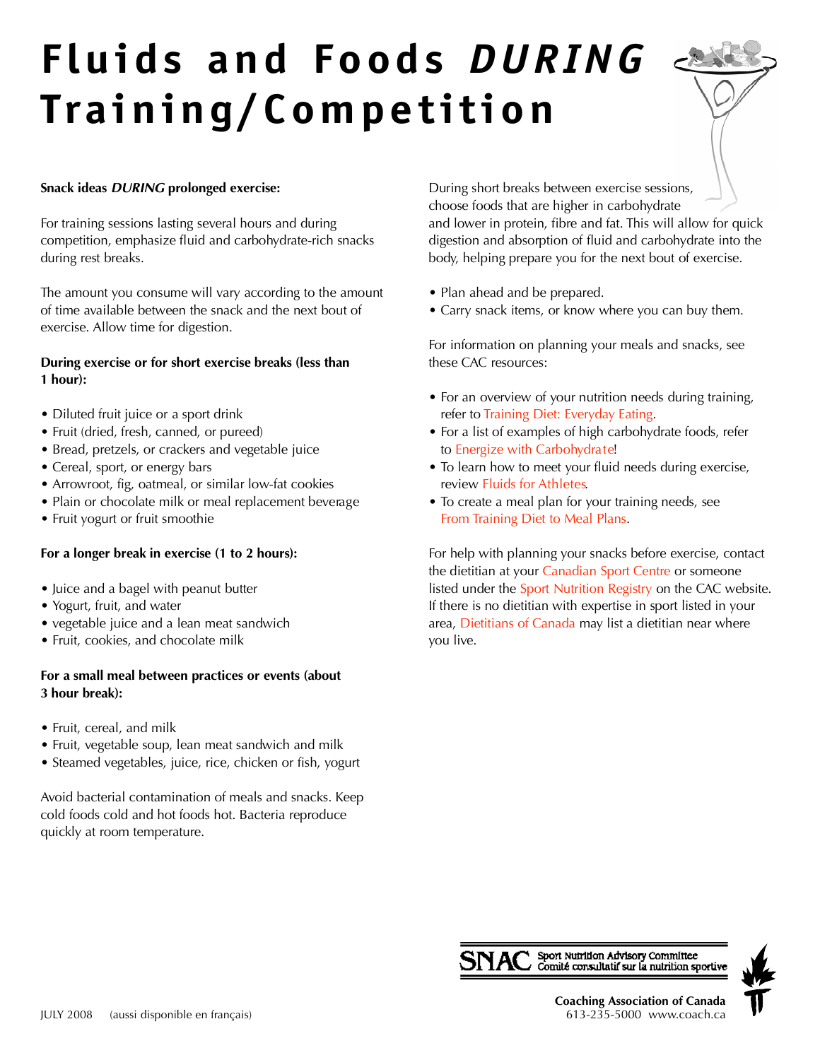# Fluids and Foods *DURING* Training/Competition

**Snack ideas *DURING* prolonged exercise:**

For training sessions lasting several hours and during competition, emphasize fluid and carbohydrate-rich snacks during rest breaks.

The amount you consume will vary according to the amount of time available between the snack and the next bout of exercise. Allow time for digestion.

**During exercise or for short exercise breaks (less than 1 hour):**

- Diluted fruit juice or a sport drink
- Fruit (dried, fresh, canned, or pureed)
- Bread, pretzels, or crackers and vegetable juice
- Cereal, sport, or energy bars
- Arrowroot, fig, oatmeal, or similar low-fat cookies
- Plain or chocolate milk or meal replacement beverage
- Fruit yogurt or fruit smoothie

**For a longer break in exercise (1 to 2 hours):**

- Juice and a bagel with peanut butter
- Yogurt, fruit, and water
- vegetable juice and a lean meat sandwich
- Fruit, cookies, and chocolate milk

**For a small meal between practices or events (about 3 hour break):**

- Fruit, cereal, and milk
- Fruit, vegetable soup, lean meat sandwich and milk
- Steamed vegetables, juice, rice, chicken or fish, yogurt

Avoid bacterial contamination of meals and snacks. Keep cold foods cold and hot foods hot. Bacteria reproduce quickly at room temperature.

During short breaks between exercise sessions, choose foods that are higher in carbohydrate and lower in protein, fibre and fat. This will allow for quick digestion and absorption of fluid and carbohydrate into the body, helping prepare you for the next bout of exercise.

- Plan ahead and be prepared.
- Carry snack items, or know where you can buy them.

For information on planning your meals and snacks, see these CAC resources:

- For an overview of your nutrition needs during training, refer to Training Diet: Everyday Eating.
- For a list of examples of high carbohydrate foods, refer to Energize with Carbohydrate!
- To learn how to meet your fluid needs during exercise, review Fluids for Athletes.
- To create a meal plan for your training needs, see From Training Diet to Meal Plans.

For help with planning your snacks before exercise, contact the dietitian at your Canadian Sport Centre or someone listed under the Sport Nutrition Registry on the CAC website. If there is no dietitian with expertise in sport listed in your area, Dietitians of Canada may list a dietitian near where you live.

SNAC Sport Nutrition Advisory Committee
Comité consultatif sur la nutrition sportive

JULY 2008 (aussi disponible en français)

**Coaching Association of Canada**
613-235-5000 www.coach.ca